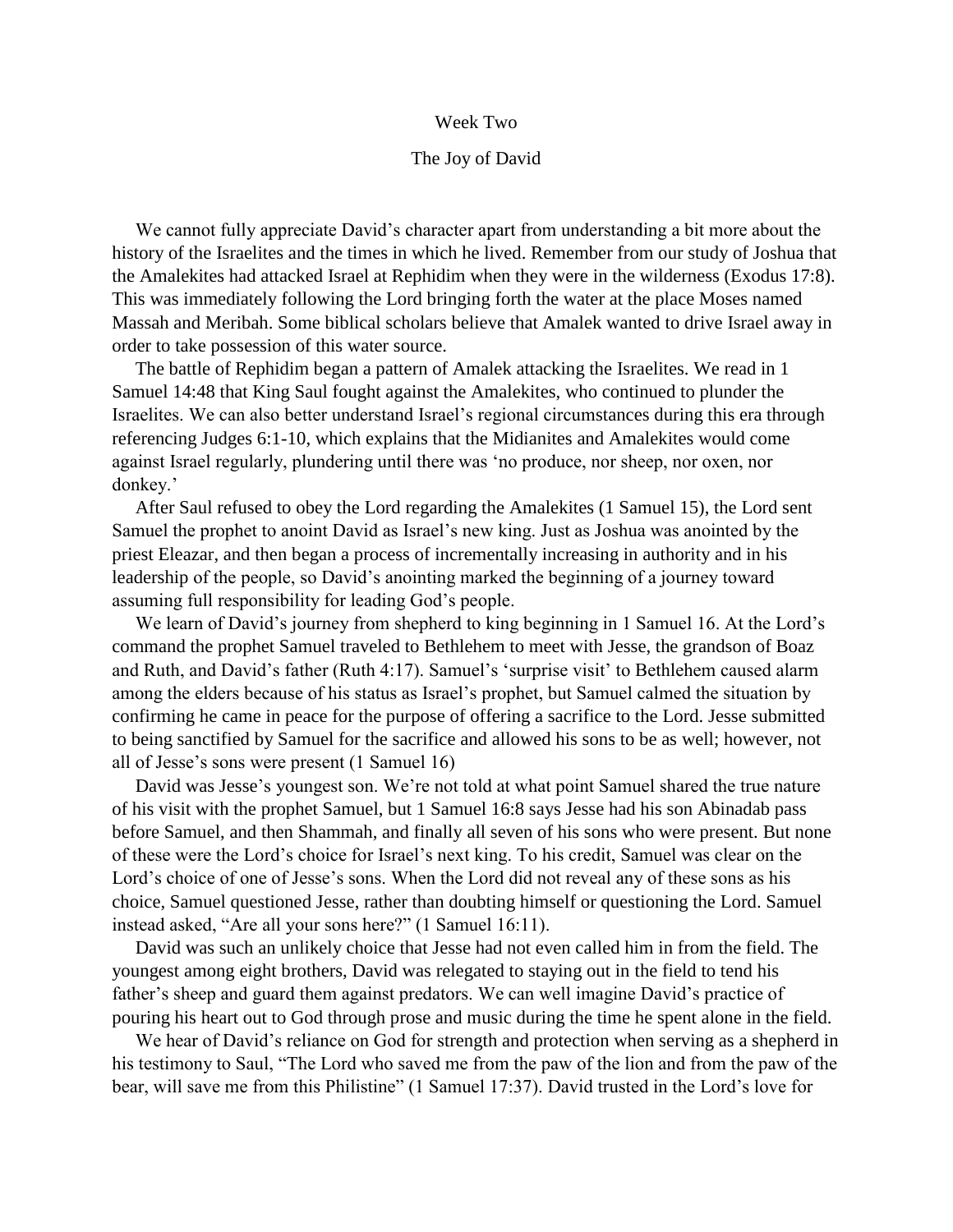# Week Two

## The Joy of David

We cannot fully appreciate David's character apart from understanding a bit more about the history of the Israelites and the times in which he lived. Remember from our study of Joshua that the Amalekites had attacked Israel at Rephidim when they were in the wilderness (Exodus 17:8). This was immediately following the Lord bringing forth the water at the place Moses named Massah and Meribah. Some biblical scholars believe that Amalek wanted to drive Israel away in order to take possession of this water source.

The battle of Rephidim began a pattern of Amalek attacking the Israelites. We read in 1 Samuel 14:48 that King Saul fought against the Amalekites, who continued to plunder the Israelites. We can also better understand Israel's regional circumstances during this era through referencing Judges 6:1-10, which explains that the Midianites and Amalekites would come against Israel regularly, plundering until there was 'no produce, nor sheep, nor oxen, nor donkey.'

After Saul refused to obey the Lord regarding the Amalekites (1 Samuel 15), the Lord sent Samuel the prophet to anoint David as Israel's new king. Just as Joshua was anointed by the priest Eleazar, and then began a process of incrementally increasing in authority and in his leadership of the people, so David's anointing marked the beginning of a journey toward assuming full responsibility for leading God's people.

We learn of David's journey from shepherd to king beginning in 1 Samuel 16. At the Lord's command the prophet Samuel traveled to Bethlehem to meet with Jesse, the grandson of Boaz and Ruth, and David's father (Ruth 4:17). Samuel's 'surprise visit' to Bethlehem caused alarm among the elders because of his status as Israel's prophet, but Samuel calmed the situation by confirming he came in peace for the purpose of offering a sacrifice to the Lord. Jesse submitted to being sanctified by Samuel for the sacrifice and allowed his sons to be as well; however, not all of Jesse's sons were present (1 Samuel 16)

David was Jesse's youngest son. We're not told at what point Samuel shared the true nature of his visit with the prophet Samuel, but 1 Samuel 16:8 says Jesse had his son Abinadab pass before Samuel, and then Shammah, and finally all seven of his sons who were present. But none of these were the Lord's choice for Israel's next king. To his credit, Samuel was clear on the Lord's choice of one of Jesse's sons. When the Lord did not reveal any of these sons as his choice, Samuel questioned Jesse, rather than doubting himself or questioning the Lord. Samuel instead asked, "Are all your sons here?" (1 Samuel 16:11).

David was such an unlikely choice that Jesse had not even called him in from the field. The youngest among eight brothers, David was relegated to staying out in the field to tend his father's sheep and guard them against predators. We can well imagine David's practice of pouring his heart out to God through prose and music during the time he spent alone in the field.

We hear of David's reliance on God for strength and protection when serving as a shepherd in his testimony to Saul, "The Lord who saved me from the paw of the lion and from the paw of the bear, will save me from this Philistine" (1 Samuel 17:37). David trusted in the Lord's love for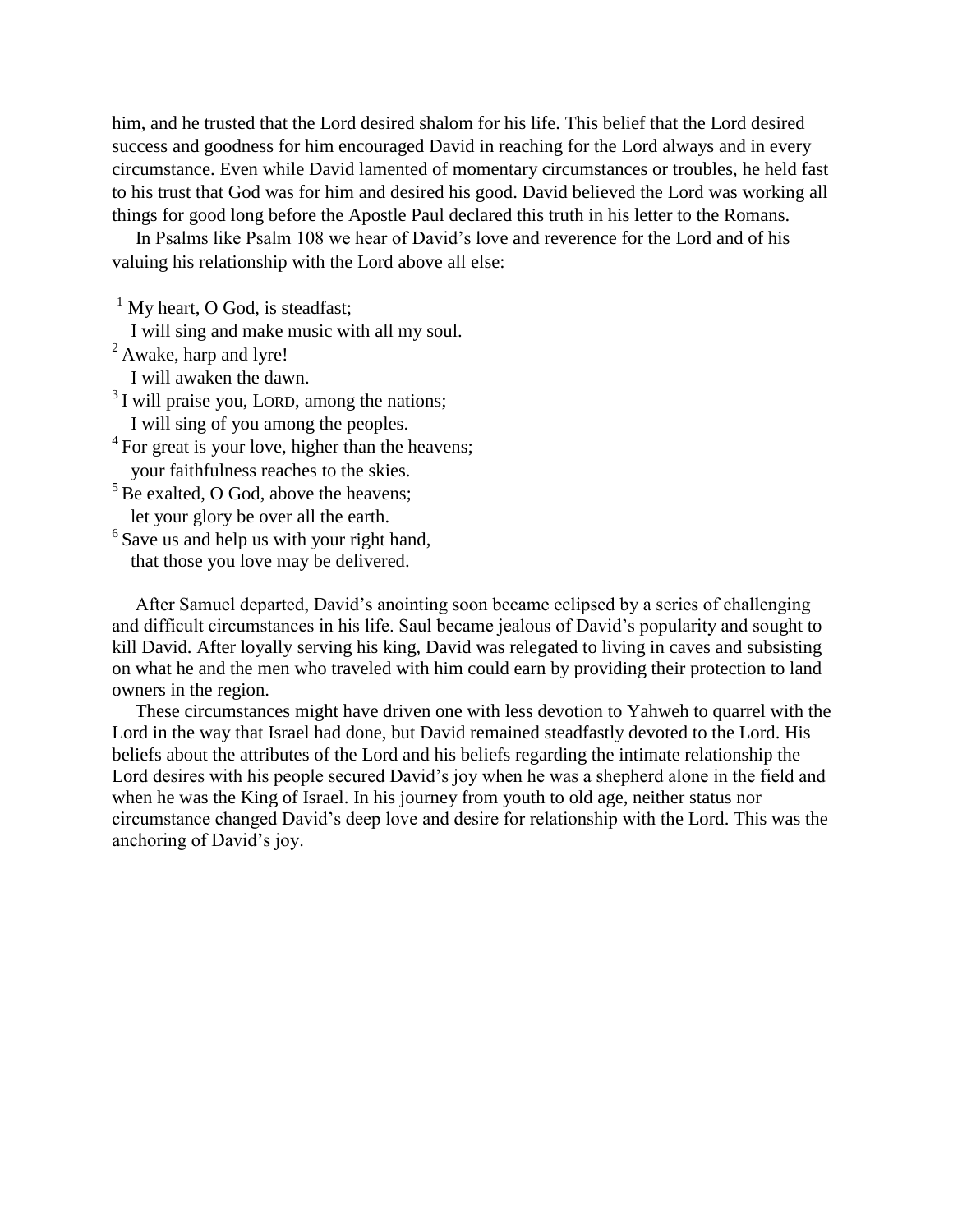him, and he trusted that the Lord desired shalom for his life. This belief that the Lord desired success and goodness for him encouraged David in reaching for the Lord always and in every circumstance. Even while David lamented of momentary circumstances or troubles, he held fast to his trust that God was for him and desired his good. David believed the Lord was working all things for good long before the Apostle Paul declared this truth in his letter to the Romans.

In Psalms like Psalm 108 we hear of David's love and reverence for the Lord and of his valuing his relationship with the Lord above all else:

[1] My heart, O God, is steadfast;  
I will sing and make music with all my soul.  
[2] Awake, harp and lyre!  
I will awaken the dawn.  
[3] I will praise you, LORD, among the nations;  
I will sing of you among the peoples.  
[4] For great is your love, higher than the heavens;  
your faithfulness reaches to the skies.  
[5] Be exalted, O God, above the heavens;  
let your glory be over all the earth.  
[6] Save us and help us with your right hand,  
that those you love may be delivered.

After Samuel departed, David's anointing soon became eclipsed by a series of challenging and difficult circumstances in his life. Saul became jealous of David's popularity and sought to kill David. After loyally serving his king, David was relegated to living in caves and subsisting on what he and the men who traveled with him could earn by providing their protection to land owners in the region.

These circumstances might have driven one with less devotion to Yahweh to quarrel with the Lord in the way that Israel had done, but David remained steadfastly devoted to the Lord. His beliefs about the attributes of the Lord and his beliefs regarding the intimate relationship the Lord desires with his people secured David's joy when he was a shepherd alone in the field and when he was the King of Israel. In his journey from youth to old age, neither status nor circumstance changed David's deep love and desire for relationship with the Lord. This was the anchoring of David's joy.